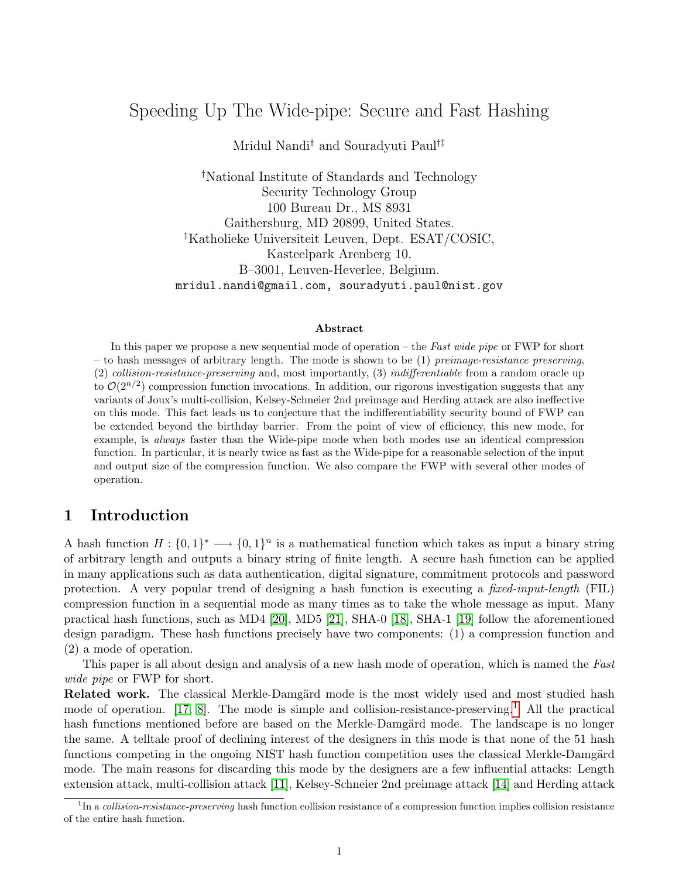# Speeding Up The Wide-pipe: Secure and Fast Hashing

Mridul Nandi[†] and Souradyuti Paul[†‡]

[†]National Institute of Standards and Technology
Security Technology Group
100 Bureau Dr., MS 8931
Gaithersburg, MD 20899, United States.
[‡]Katholieke Universiteit Leuven, Dept. ESAT/COSIC,
Kasteelpark Arenberg 10,
B–3001, Leuven-Heverlee, Belgium.
`mridul.nandi@gmail.com, souradyuti.paul@nist.gov`

### Abstract

In this paper we propose a new sequential mode of operation – the *Fast wide pipe* or FWP for short – to hash messages of arbitrary length. The mode is shown to be (1) *preimage-resistance preserving*, (2) *collision-resistance-preserving* and, most importantly, (3) *indifferentiable* from a random oracle up to $\mathcal{O}(2^{n/2})$ compression function invocations. In addition, our rigorous investigation suggests that any variants of Joux's multi-collision, Kelsey-Schneier 2nd preimage and Herding attack are also ineffective on this mode. This fact leads us to conjecture that the indifferentiability security bound of FWP can be extended beyond the birthday barrier. From the point of view of efficiency, this new mode, for example, is *always* faster than the Wide-pipe mode when both modes use an identical compression function. In particular, it is nearly twice as fast as the Wide-pipe for a reasonable selection of the input and output size of the compression function. We also compare the FWP with several other modes of operation.

## 1 Introduction

A hash function $H : \{0,1\}^* \longrightarrow \{0,1\}^n$ is a mathematical function which takes as input a binary string of arbitrary length and outputs a binary string of finite length. A secure hash function can be applied in many applications such as data authentication, digital signature, commitment protocols and password protection. A very popular trend of designing a hash function is executing a *fixed-input-length* (FIL) compression function in a sequential mode as many times as to take the whole message as input. Many practical hash functions, such as MD4 [20], MD5 [21], SHA-0 [18], SHA-1 [19] follow the aforementioned design paradigm. These hash functions precisely have two components: (1) a compression function and (2) a mode of operation.

This paper is all about design and analysis of a new hash mode of operation, which is named the *Fast wide pipe* or FWP for short.

**Related work.** The classical Merkle-Damgärd mode is the most widely used and most studied hash mode of operation. [17, 8]. The mode is simple and collision-resistance-preserving.[1] All the practical hash functions mentioned before are based on the Merkle-Damgärd mode. The landscape is no longer the same. A telltale proof of declining interest of the designers in this mode is that none of the 51 hash functions competing in the ongoing NIST hash function competition uses the classical Merkle-Damgärd mode. The main reasons for discarding this mode by the designers are a few influential attacks: Length extension attack, multi-collision attack [11], Kelsey-Schneier 2nd preimage attack [14] and Herding attack

[1] In a *collision-resistance-preserving* hash function collision resistance of a compression function implies collision resistance of the entire hash function.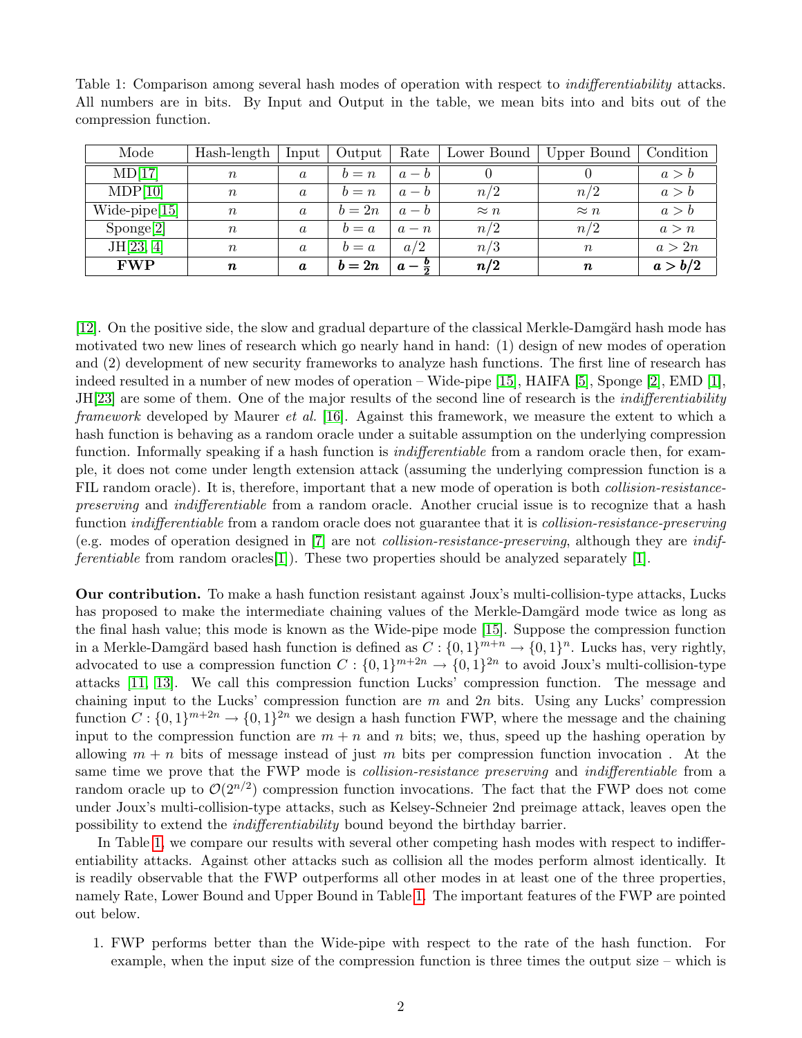Table 1: Comparison among several hash modes of operation with respect to *indifferentiability* attacks. All numbers are in bits. By Input and Output in the table, we mean bits into and bits out of the compression function.

| Mode | Hash-length | Input | Output | Rate | Lower Bound | Upper Bound | Condition |
|---|---|---|---|---|---|---|---|
| MD[17] | $n$ | $a$ | $b = n$ | $a - b$ | 0 | 0 | $a > b$ |
| MDP[10] | $n$ | $a$ | $b = n$ | $a - b$ | $n/2$ | $n/2$ | $a > b$ |
| Wide-pipe[15] | $n$ | $a$ | $b = 2n$ | $a - b$ | $\approx n$ | $\approx n$ | $a > b$ |
| Sponge[2] | $n$ | $a$ | $b = a$ | $a - n$ | $n/2$ | $n/2$ | $a > n$ |
| JH[23, 4] | $n$ | $a$ | $b = a$ | $a/2$ | $n/3$ | $n$ | $a > 2n$ |
| **FWP** | $\boldsymbol{n}$ | $\boldsymbol{a}$ | $\boldsymbol{b = 2n}$ | $\boldsymbol{a - \frac{b}{2}}$ | $\boldsymbol{n/2}$ | $\boldsymbol{n}$ | $\boldsymbol{a > b/2}$ |

[12]. On the positive side, the slow and gradual departure of the classical Merkle-Damgård hash mode has motivated two new lines of research which go nearly hand in hand: (1) design of new modes of operation and (2) development of new security frameworks to analyze hash functions. The first line of research has indeed resulted in a number of new modes of operation – Wide-pipe [15], HAIFA [5], Sponge [2], EMD [1], JH[23] are some of them. One of the major results of the second line of research is the *indifferentiability framework* developed by Maurer *et al.* [16]. Against this framework, we measure the extent to which a hash function is behaving as a random oracle under a suitable assumption on the underlying compression function. Informally speaking if a hash function is *indifferentiable* from a random oracle then, for example, it does not come under length extension attack (assuming the underlying compression function is a FIL random oracle). It is, therefore, important that a new mode of operation is both *collision-resistance-preserving* and *indifferentiable* from a random oracle. Another crucial issue is to recognize that a hash function *indifferentiable* from a random oracle does not guarantee that it is *collision-resistance-preserving* (e.g. modes of operation designed in [7] are not *collision-resistance-preserving*, although they are *indifferentiable* from random oracles[1]). These two properties should be analyzed separately [1].

**Our contribution.** To make a hash function resistant against Joux's multi-collision-type attacks, Lucks has proposed to make the intermediate chaining values of the Merkle-Damgård mode twice as long as the final hash value; this mode is known as the Wide-pipe mode [15]. Suppose the compression function in a Merkle-Damgård based hash function is defined as $C : \{0,1\}^{m+n} \rightarrow \{0,1\}^n$. Lucks has, very rightly, advocated to use a compression function $C : \{0,1\}^{m+2n} \rightarrow \{0,1\}^{2n}$ to avoid Joux's multi-collision-type attacks [11, 13]. We call this compression function Lucks' compression function. The message and chaining input to the Lucks' compression function are $m$ and $2n$ bits. Using any Lucks' compression function $C : \{0,1\}^{m+2n} \rightarrow \{0,1\}^{2n}$ we design a hash function FWP, where the message and the chaining input to the compression function are $m+n$ and $n$ bits; we, thus, speed up the hashing operation by allowing $m+n$ bits of message instead of just $m$ bits per compression function invocation . At the same time we prove that the FWP mode is *collision-resistance preserving* and *indifferentiable* from a random oracle up to $\mathcal{O}(2^{n/2})$ compression function invocations. The fact that the FWP does not come under Joux's multi-collision-type attacks, such as Kelsey-Schneier 2nd preimage attack, leaves open the possibility to extend the *indifferentiability* bound beyond the birthday barrier.

In Table 1, we compare our results with several other competing hash modes with respect to indifferentiability attacks. Against other attacks such as collision all the modes perform almost identically. It is readily observable that the FWP outperforms all other modes in at least one of the three properties, namely Rate, Lower Bound and Upper Bound in Table 1. The important features of the FWP are pointed out below.

1. FWP performs better than the Wide-pipe with respect to the rate of the hash function. For example, when the input size of the compression function is three times the output size – which is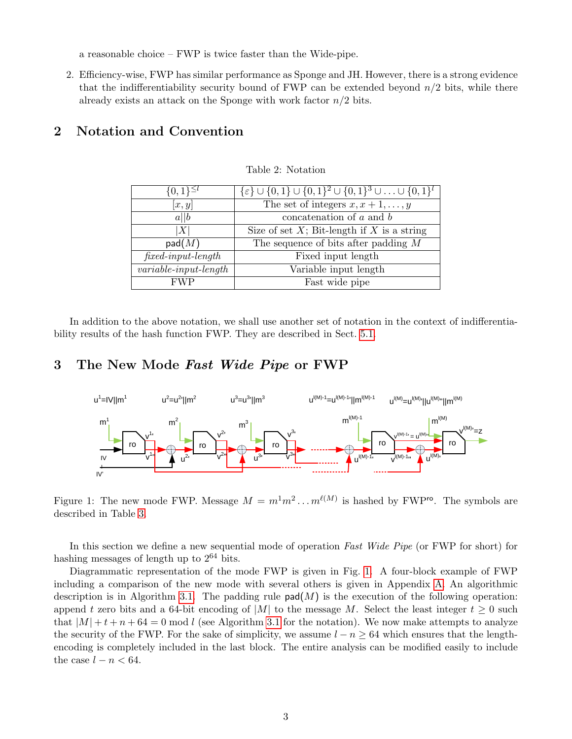a reasonable choice – FWP is twice faster than the Wide-pipe.

2. Efficiency-wise, FWP has similar performance as Sponge and JH. However, there is a strong evidence that the indifferentiability security bound of FWP can be extended beyond $n/2$ bits, while there already exists an attack on the Sponge with work factor $n/2$ bits.

## 2 Notation and Convention

Table 2: Notation

| $\{0,1\}^{\leq l}$ | $\{\varepsilon\} \cup \{0,1\} \cup \{0,1\}^2 \cup \{0,1\}^3 \cup \ldots \cup \{0,1\}^l$ |
|---|---|
| $[x, y]$ | The set of integers $x, x+1, \ldots, y$ |
| $a\|\|b$ | concatenation of $a$ and $b$ |
| $\|X\|$ | Size of set $X$; Bit-length if $X$ is a string |
| $\mathsf{pad}(M)$ | The sequence of bits after padding $M$ |
| *fixed-input-length* | Fixed input length |
| *variable-input-length* | Variable input length |
| FWP | Fast wide pipe |

In addition to the above notation, we shall use another set of notation in the context of indifferentiability results of the hash function FWP. They are described in Sect. 5.1.

## 3 The New Mode *Fast Wide Pipe* or FWP

Figure 1: The new mode FWP. Message $M = m^1 m^2 \ldots m^{\ell(M)}$ is hashed by $\mathrm{FWP}^{\mathsf{ro}}$. The symbols are described in Table 3.

In this section we define a new sequential mode of operation *Fast Wide Pipe* (or FWP for short) for hashing messages of length up to $2^{64}$ bits.

Diagrammatic representation of the mode FWP is given in Fig. 1. A four-block example of FWP including a comparison of the new mode with several others is given in Appendix A. An algorithmic description is in Algorithm 3.1. The padding rule $\mathsf{pad}(M)$ is the execution of the following operation: append $t$ zero bits and a 64-bit encoding of $|M|$ to the message $M$. Select the least integer $t \geq 0$ such that $|M| + t + n + 64 = 0 \bmod l$ (see Algorithm 3.1 for the notation). We now make attempts to analyze the security of the FWP. For the sake of simplicity, we assume $l - n \geq 64$ which ensures that the length-encoding is completely included in the last block. The entire analysis can be modified easily to include the case $l - n < 64$.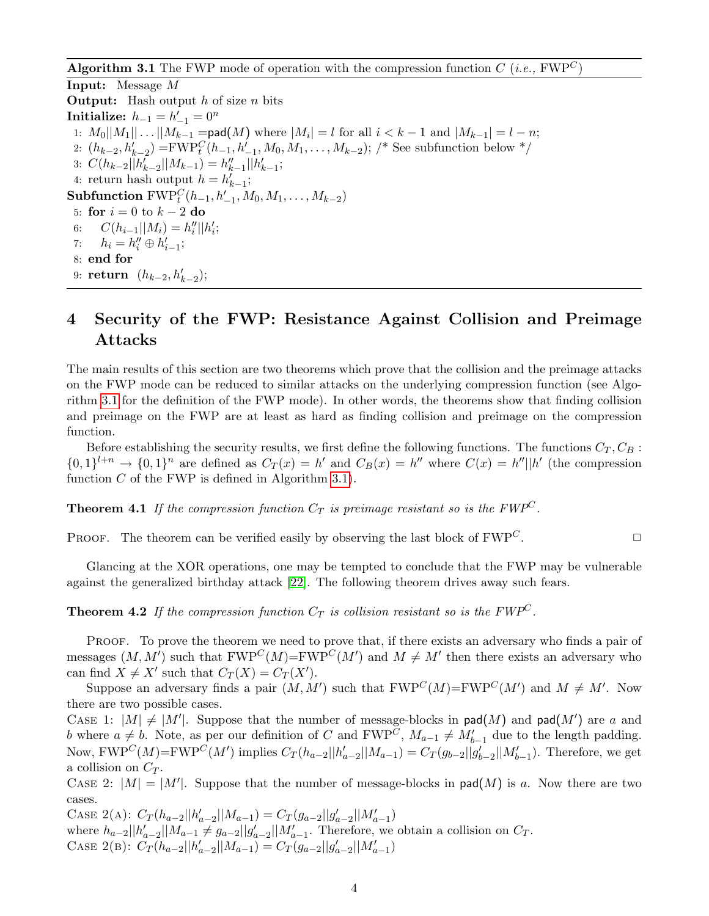**Algorithm 3.1** The FWP mode of operation with the compression function $C$ (*i.e.,* FWP$^C$)

**Input:** Message $M$
**Output:** Hash output $h$ of size $n$ bits
**Initialize:** $h_{-1} = h'_{-1} = 0^n$

1: $M_0||M_1||\ldots||M_{k-1} = \mathsf{pad}(M)$ where $|M_i| = l$ for all $i < k-1$ and $|M_{k-1}| = l - n$;
2: $(h_{k-2}, h'_{k-2}) = \text{FWP}_t^C(h_{-1}, h'_{-1}, M_0, M_1, \ldots, M_{k-2})$; /* See subfunction below */
3: $C(h_{k-2}||h'_{k-2}||M_{k-1}) = h''_{k-1}||h'_{k-1}$;
4: return hash output $h = h'_{k-1}$;

**Subfunction** $\text{FWP}_t^C(h_{-1}, h'_{-1}, M_0, M_1, \ldots, M_{k-2})$
5: **for** $i = 0$ to $k-2$ **do**
6: $\quad C(h_{i-1}||M_i) = h''_i||h'_i$;
7: $\quad h_i = h''_i \oplus h'_{i-1}$;
8: **end for**
9: **return** $(h_{k-2}, h'_{k-2})$;

# 4 Security of the FWP: Resistance Against Collision and Preimage Attacks

The main results of this section are two theorems which prove that the collision and the preimage attacks on the FWP mode can be reduced to similar attacks on the underlying compression function (see Algorithm 3.1 for the definition of the FWP mode). In other words, the theorems show that finding collision and preimage on the FWP are at least as hard as finding collision and preimage on the compression function.

Before establishing the security results, we first define the following functions. The functions $C_T, C_B : \{0,1\}^{l+n} \rightarrow \{0,1\}^n$ are defined as $C_T(x) = h'$ and $C_B(x) = h''$ where $C(x) = h''||h'$ (the compression function $C$ of the FWP is defined in Algorithm 3.1).

**Theorem 4.1** *If the compression function $C_T$ is preimage resistant so is the FWP$^C$.*

Proof. The theorem can be verified easily by observing the last block of FWP$^C$. □

Glancing at the XOR operations, one may be tempted to conclude that the FWP may be vulnerable against the generalized birthday attack [22]. The following theorem drives away such fears.

**Theorem 4.2** *If the compression function $C_T$ is collision resistant so is the FWP$^C$.*

Proof. To prove the theorem we need to prove that, if there exists an adversary who finds a pair of messages $(M, M')$ such that FWP$^C(M)$=FWP$^C(M')$ and $M \neq M'$ then there exists an adversary who can find $X \neq X'$ such that $C_T(X) = C_T(X')$.

Suppose an adversary finds a pair $(M, M')$ such that FWP$^C(M)$=FWP$^C(M')$ and $M \neq M'$. Now there are two possible cases.

Case 1: $|M| \neq |M'|$. Suppose that the number of message-blocks in $\mathsf{pad}(M)$ and $\mathsf{pad}(M')$ are $a$ and $b$ where $a \neq b$. Note, as per our definition of $C$ and FWP$^C$, $M_{a-1} \neq M'_{b-1}$ due to the length padding. Now, FWP$^C(M)$=FWP$^C(M')$ implies $C_T(h_{a-2}||h'_{a-2}||M_{a-1}) = C_T(g_{b-2}||g'_{b-2}||M'_{b-1})$. Therefore, we get a collision on $C_T$.

Case 2: $|M| = |M'|$. Suppose that the number of message-blocks in $\mathsf{pad}(M)$ is $a$. Now there are two cases.

Case 2(a): $C_T(h_{a-2}||h'_{a-2}||M_{a-1}) = C_T(g_{a-2}||g'_{a-2}||M'_{a-1})$
where $h_{a-2}||h'_{a-2}||M_{a-1} \neq g_{a-2}||g'_{a-2}||M'_{a-1}$. Therefore, we obtain a collision on $C_T$.

Case 2(b): $C_T(h_{a-2}||h'_{a-2}||M_{a-1}) = C_T(g_{a-2}||g'_{a-2}||M'_{a-1})$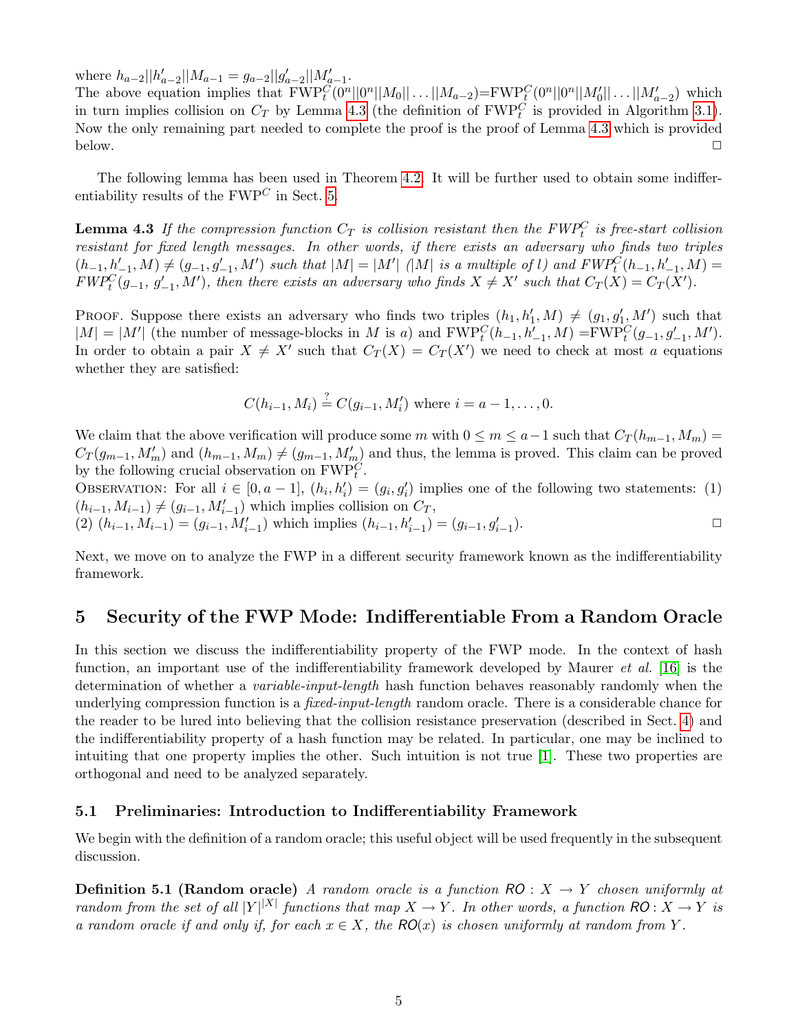where $h_{a-2}||h'_{a-2}||M_{a-1} = g_{a-2}||g'_{a-2}||M'_{a-1}$.
The above equation implies that $\text{FWP}^C_t(0^n||0^n||M_0||\ldots||M_{a-2})$=$\text{FWP}^C_t(0^n||0^n||M'_0||\ldots||M'_{a-2})$ which in turn implies collision on $C_T$ by Lemma 4.3 (the definition of $\text{FWP}^C_t$ is provided in Algorithm 3.1). Now the only remaining part needed to complete the proof is the proof of Lemma 4.3 which is provided below. □

The following lemma has been used in Theorem 4.2. It will be further used to obtain some indifferentiability results of the $\text{FWP}^C$ in Sect. 5.

**Lemma 4.3** *If the compression function $C_T$ is collision resistant then the $FWP^C_t$ is free-start collision resistant for fixed length messages. In other words, if there exists an adversary who finds two triples $(h_{-1}, h'_{-1}, M) \neq (g_{-1}, g'_{-1}, M')$ such that $|M| = |M'|$ ($|M|$ is a multiple of $l$) and $FWP^C_t(h_{-1}, h'_{-1}, M) = FWP^C_t(g_{-1}, g'_{-1}, M')$, then there exists an adversary who finds $X \neq X'$ such that $C_T(X) = C_T(X')$.*

Proof. Suppose there exists an adversary who finds two triples $(h_1, h'_1, M) \neq (g_1, g'_1, M')$ such that $|M| = |M'|$ (the number of message-blocks in $M$ is $a$) and $\text{FWP}^C_t(h_{-1}, h'_{-1}, M)$ =$\text{FWP}^C_t(g_{-1}, g'_{-1}, M')$. In order to obtain a pair $X \neq X'$ such that $C_T(X) = C_T(X')$ we need to check at most $a$ equations whether they are satisfied:

$$C(h_{i-1}, M_i) \stackrel{?}{=} C(g_{i-1}, M'_i) \text{ where } i = a-1, \ldots, 0.$$

We claim that the above verification will produce some $m$ with $0 \leq m \leq a-1$ such that $C_T(h_{m-1}, M_m) = C_T(g_{m-1}, M'_m)$ and $(h_{m-1}, M_m) \neq (g_{m-1}, M'_m)$ and thus, the lemma is proved. This claim can be proved by the following crucial observation on $\text{FWP}^C_t$.
Observation: For all $i \in [0, a-1]$, $(h_i, h'_i) = (g_i, g'_i)$ implies one of the following two statements: (1) $(h_{i-1}, M_{i-1}) \neq (g_{i-1}, M'_{i-1})$ which implies collision on $C_T$,
(2) $(h_{i-1}, M_{i-1}) = (g_{i-1}, M'_{i-1})$ which implies $(h_{i-1}, h'_{i-1}) = (g_{i-1}, g'_{i-1})$. □

Next, we move on to analyze the FWP in a different security framework known as the indifferentiability framework.

## 5 Security of the FWP Mode: Indifferentiable From a Random Oracle

In this section we discuss the indifferentiability property of the FWP mode. In the context of hash function, an important use of the indifferentiability framework developed by Maurer *et al.* [16] is the determination of whether a *variable-input-length* hash function behaves reasonably randomly when the underlying compression function is a *fixed-input-length* random oracle. There is a considerable chance for the reader to be lured into believing that the collision resistance preservation (described in Sect. 4) and the indifferentiability property of a hash function may be related. In particular, one may be inclined to intuiting that one property implies the other. Such intuition is not true [1]. These two properties are orthogonal and need to be analyzed separately.

### 5.1 Preliminaries: Introduction to Indifferentiability Framework

We begin with the definition of a random oracle; this useful object will be used frequently in the subsequent discussion.

**Definition 5.1 (Random oracle)** *A random oracle is a function $\mathsf{RO} : X \to Y$ chosen uniformly at random from the set of all $|Y|^{|X|}$ functions that map $X \to Y$. In other words, a function $\mathsf{RO} : X \to Y$ is a random oracle if and only if, for each $x \in X$, the $\mathsf{RO}(x)$ is chosen uniformly at random from $Y$.*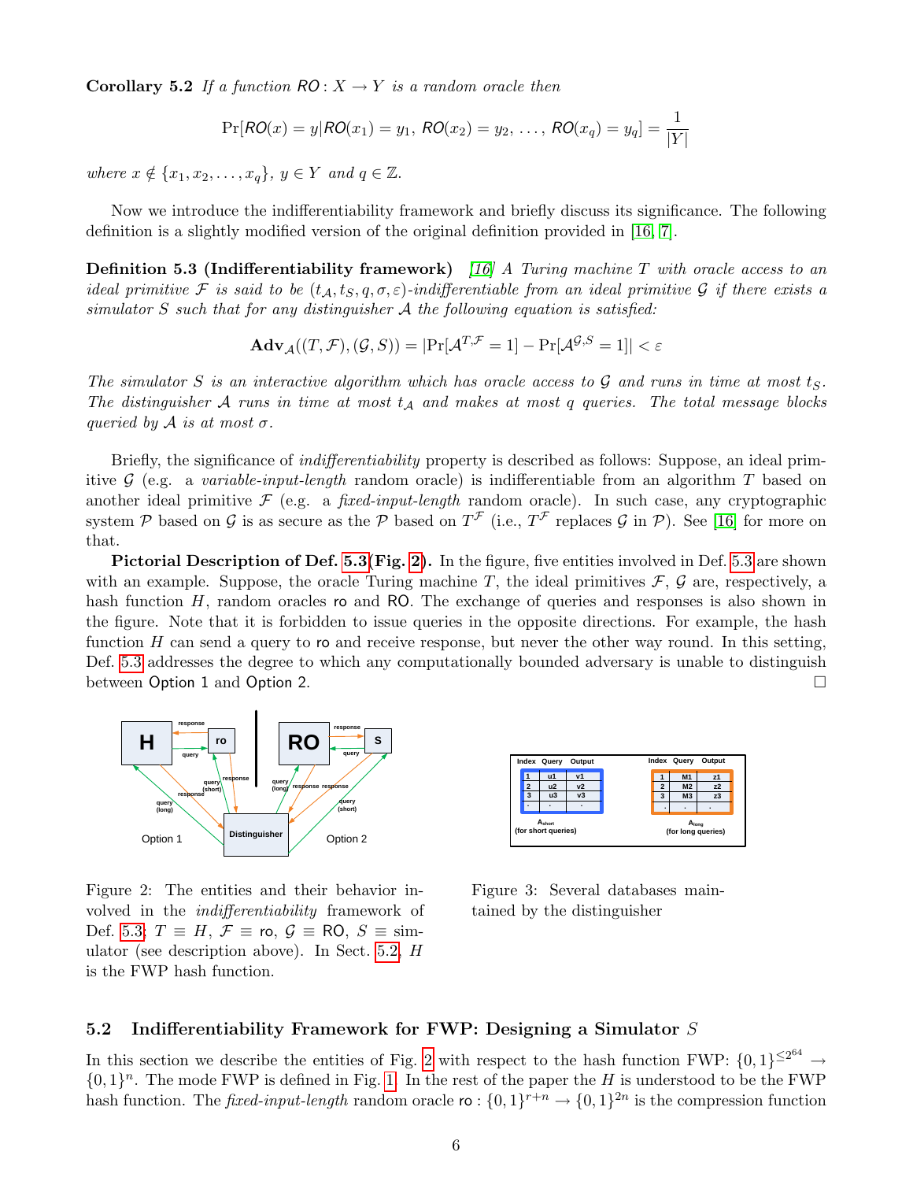**Corollary 5.2** *If a function $RO: X \to Y$ is a random oracle then*

$$\Pr[RO(x) = y | RO(x_1) = y_1,\ RO(x_2) = y_2,\ \ldots,\ RO(x_q) = y_q] = \frac{1}{|Y|}$$

*where $x \notin \{x_1, x_2, \ldots, x_q\}$, $y \in Y$ and $q \in \mathbb{Z}$.*

Now we introduce the indifferentiability framework and briefly discuss its significance. The following definition is a slightly modified version of the original definition provided in [16, 7].

**Definition 5.3 (Indifferentiability framework)** *[16] A Turing machine $T$ with oracle access to an ideal primitive $\mathcal{F}$ is said to be $(t_\mathcal{A}, t_S, q, \sigma, \varepsilon)$-indifferentiable from an ideal primitive $\mathcal{G}$ if there exists a simulator $S$ such that for any distinguisher $\mathcal{A}$ the following equation is satisfied:*

$$\mathbf{Adv}_\mathcal{A}((T, \mathcal{F}), (\mathcal{G}, S)) = |\Pr[\mathcal{A}^{T,\mathcal{F}} = 1] - \Pr[\mathcal{A}^{\mathcal{G},S} = 1]| < \varepsilon$$

*The simulator $S$ is an interactive algorithm which has oracle access to $\mathcal{G}$ and runs in time at most $t_S$. The distinguisher $\mathcal{A}$ runs in time at most $t_\mathcal{A}$ and makes at most $q$ queries. The total message blocks queried by $\mathcal{A}$ is at most $\sigma$.*

Briefly, the significance of *indifferentiability* property is described as follows: Suppose, an ideal primitive $\mathcal{G}$ (e.g. a *variable-input-length* random oracle) is indifferentiable from an algorithm $T$ based on another ideal primitive $\mathcal{F}$ (e.g. a *fixed-input-length* random oracle). In such case, any cryptographic system $\mathcal{P}$ based on $\mathcal{G}$ is as secure as the $\mathcal{P}$ based on $T^\mathcal{F}$ (i.e., $T^\mathcal{F}$ replaces $\mathcal{G}$ in $\mathcal{P}$). See [16] for more on that.

**Pictorial Description of Def. 5.3(Fig. 2).** In the figure, five entities involved in Def. 5.3 are shown with an example. Suppose, the oracle Turing machine $T$, the ideal primitives $\mathcal{F}$, $\mathcal{G}$ are, respectively, a hash function $H$, random oracles ro and RO. The exchange of queries and responses is also shown in the figure. Note that it is forbidden to issue queries in the opposite directions. For example, the hash function $H$ can send a query to ro and receive response, but never the other way round. In this setting, Def. 5.3 addresses the degree to which any computationally bounded adversary is unable to distinguish between Option 1 and Option 2. □

Figure 2: The entities and their behavior involved in the *indifferentiability* framework of Def. 5.3; $T \equiv H$, $\mathcal{F} \equiv$ ro, $\mathcal{G} \equiv$ RO, $S \equiv$ simulator (see description above). In Sect. 5.2, $H$ is the FWP hash function.

Figure 3: Several databases maintained by the distinguisher

## 5.2 Indifferentiability Framework for FWP: Designing a Simulator $S$

In this section we describe the entities of Fig. 2 with respect to the hash function FWP: $\{0,1\}^{\leq 2^{64}} \to \{0,1\}^n$. The mode FWP is defined in Fig. 1. In the rest of the paper the $H$ is understood to be the FWP hash function. The *fixed-input-length* random oracle ro : $\{0,1\}^{r+n} \to \{0,1\}^{2n}$ is the compression function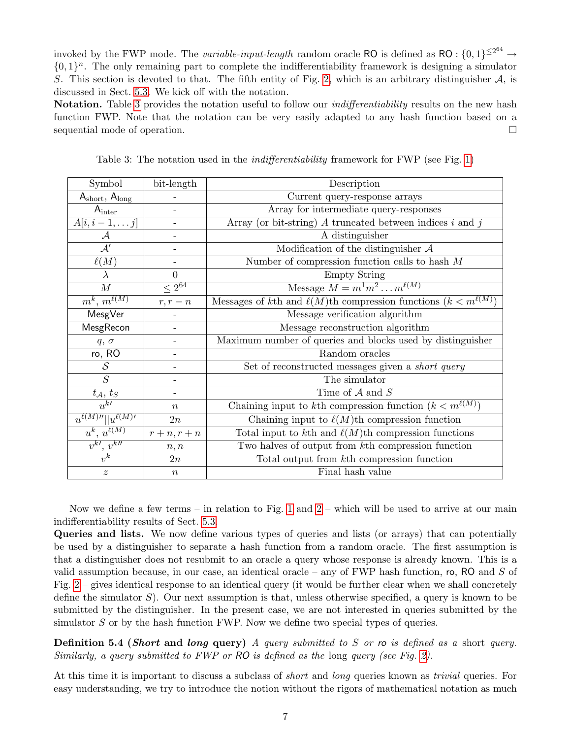invoked by the FWP mode. The *variable-input-length* random oracle $\mathsf{RO}$ is defined as $\mathsf{RO} : \{0,1\}^{\leq 2^{64}} \rightarrow \{0,1\}^n$. The only remaining part to complete the indifferentiability framework is designing a simulator $S$. This section is devoted to that. The fifth entity of Fig. 2, which is an arbitrary distinguisher $\mathcal{A}$, is discussed in Sect. 5.3. We kick off with the notation.

**Notation.** Table 3 provides the notation useful to follow our *indifferentiability* results on the new hash function FWP. Note that the notation can be very easily adapted to any hash function based on a sequential mode of operation. □

Table 3: The notation used in the *indifferentiability* framework for FWP (see Fig. 1)

| Symbol | bit-length | Description |
|---|---|---|
| $\mathsf{A}_{\text{short}}$, $\mathsf{A}_{\text{long}}$ | - | Current query-response arrays |
| $\mathsf{A}_{\text{inter}}$ | - | Array for intermediate query-responses |
| $A[i, i-1, \ldots j]$ | - | Array (or bit-string) $A$ truncated between indices $i$ and $j$ |
| $\mathcal{A}$ | - | A distinguisher |
| $\mathcal{A}'$ | - | Modification of the distinguisher $\mathcal{A}$ |
| $\ell(M)$ | - | Number of compression function calls to hash $M$ |
| $\lambda$ | 0 | Empty String |
| $M$ | $\leq 2^{64}$ | Message $M = m^1 m^2 \ldots m^{\ell(M)}$ |
| $m^k$, $m^{\ell(M)}$ | $r, r-n$ | Messages of $k$th and $\ell(M)$th compression functions ($k < m^{\ell(M)}$) |
| $\mathsf{MesgVer}$ | - | Message verification algorithm |
| $\mathsf{MesgRecon}$ | - | Message reconstruction algorithm |
| $q$, $\sigma$ | - | Maximum number of queries and blocks used by distinguisher |
| $\mathsf{ro}$, $\mathsf{RO}$ | - | Random oracles |
| $\mathcal{S}$ | - | Set of reconstructed messages given a *short query* |
| $S$ | - | The simulator |
| $t_{\mathcal{A}}$, $t_S$ | - | Time of $\mathcal{A}$ and $S$ |
| $u^{k\prime}$ | $n$ | Chaining input to $k$th compression function ($k < m^{\ell(M)}$) |
| $u^{\ell(M)\prime\prime} \| u^{\ell(M)\prime}$ | $2n$ | Chaining input to $\ell(M)$th compression function |
| $u^k$, $u^{\ell(M)}$ | $r+n, r+n$ | Total input to $k$th and $\ell(M)$th compression functions |
| $v^{k\prime}$, $v^{k\prime\prime}$ | $n, n$ | Two halves of output from $k$th compression function |
| $v^k$ | $2n$ | Total output from $k$th compression function |
| $z$ | $n$ | Final hash value |

Now we define a few terms – in relation to Fig. 1 and 2 – which will be used to arrive at our main indifferentiability results of Sect. 5.3.

**Queries and lists.** We now define various types of queries and lists (or arrays) that can potentially be used by a distinguisher to separate a hash function from a random oracle. The first assumption is that a distinguisher does not resubmit to an oracle a query whose response is already known. This is a valid assumption because, in our case, an identical oracle – any of FWP hash function, $\mathsf{ro}$, $\mathsf{RO}$ and $S$ of Fig. 2 – gives identical response to an identical query (it would be further clear when we shall concretely define the simulator $S$). Our next assumption is that, unless otherwise specified, a query is known to be submitted by the distinguisher. In the present case, we are not interested in queries submitted by the simulator $S$ or by the hash function FWP. Now we define two special types of queries.

**Definition 5.4 (*Short* and *long* query)** *A query submitted to $S$ or $\mathsf{ro}$ is defined as a* short *query. Similarly, a query submitted to FWP or $\mathsf{RO}$ is defined as the* long *query (see Fig. 2).*

At this time it is important to discuss a subclass of *short* and *long* queries known as *trivial* queries. For easy understanding, we try to introduce the notion without the rigors of mathematical notation as much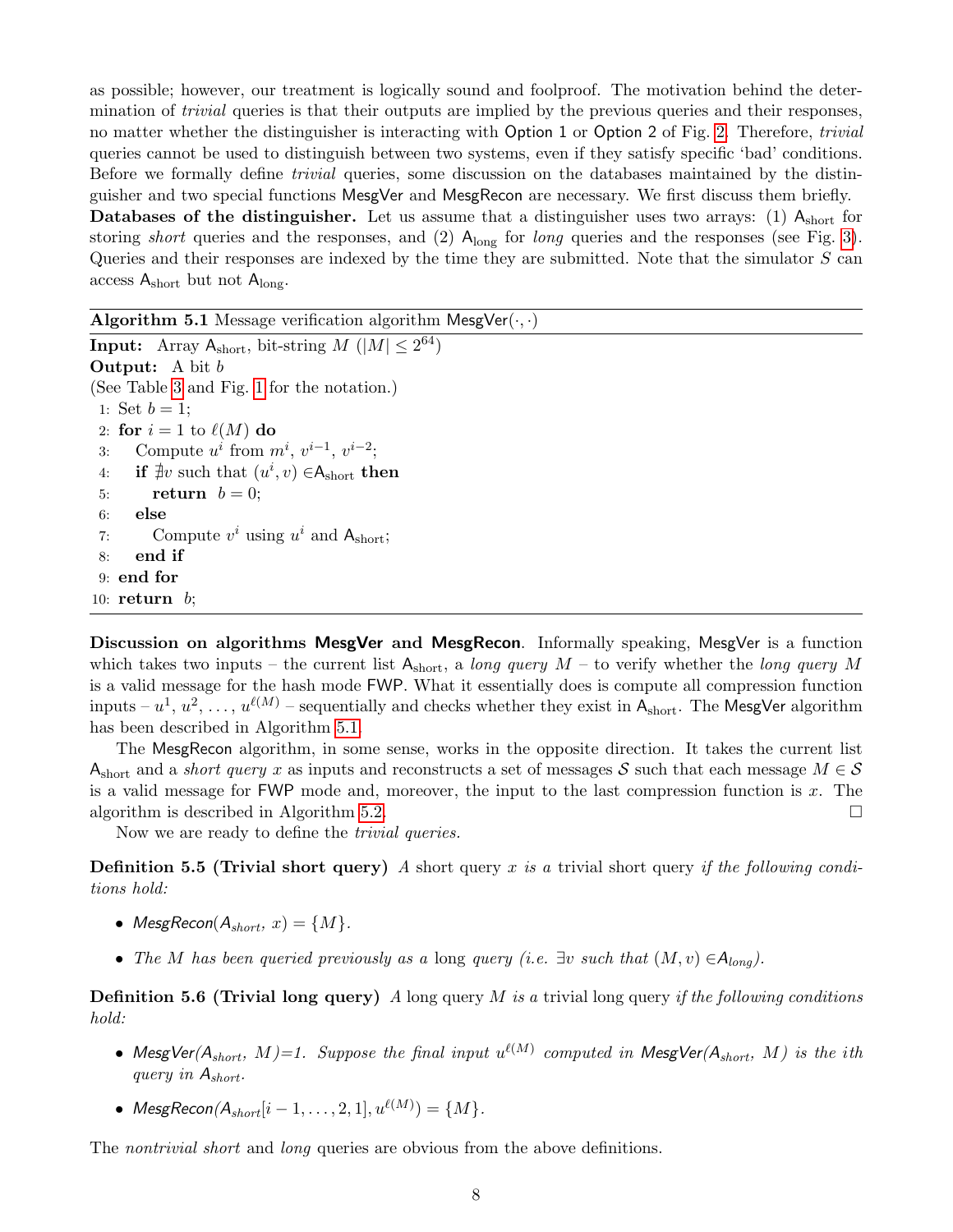as possible; however, our treatment is logically sound and foolproof. The motivation behind the determination of *trivial* queries is that their outputs are implied by the previous queries and their responses, no matter whether the distinguisher is interacting with Option 1 or Option 2 of Fig. 2. Therefore, *trivial* queries cannot be used to distinguish between two systems, even if they satisfy specific 'bad' conditions. Before we formally define *trivial* queries, some discussion on the databases maintained by the distinguisher and two special functions MesgVer and MesgRecon are necessary. We first discuss them briefly.

**Databases of the distinguisher.** Let us assume that a distinguisher uses two arrays: (1) $\mathsf{A}_{\text{short}}$ for storing *short* queries and the responses, and (2) $\mathsf{A}_{\text{long}}$ for *long* queries and the responses (see Fig. 3). Queries and their responses are indexed by the time they are submitted. Note that the simulator $S$ can access $\mathsf{A}_{\text{short}}$ but not $\mathsf{A}_{\text{long}}$.

**Algorithm 5.1** Message verification algorithm $\mathsf{MesgVer}(\cdot,\cdot)$

**Input:** Array $\mathsf{A}_{\text{short}}$, bit-string $M$ ($|M| \le 2^{64}$)
**Output:** A bit $b$
(See Table 3 and Fig. 1 for the notation.)

```
1: Set b = 1;
2: for i = 1 to ℓ(M) do
3:     Compute u^i from m^i, v^{i-1}, v^{i-2};
4:     if ∄v such that (u^i, v) ∈ A_short then
5:         return b = 0;
6:     else
7:         Compute v^i using u^i and A_short;
8:     end if
9: end for
10: return b;
```

**Discussion on algorithms MesgVer and MesgRecon**. Informally speaking, MesgVer is a function which takes two inputs – the current list $\mathsf{A}_{\text{short}}$, a *long query* $M$ – to verify whether the *long query* $M$ is a valid message for the hash mode FWP. What it essentially does is compute all compression function inputs – $u^1, u^2, \ldots, u^{\ell(M)}$ – sequentially and checks whether they exist in $\mathsf{A}_{\text{short}}$. The MesgVer algorithm has been described in Algorithm 5.1.

The MesgRecon algorithm, in some sense, works in the opposite direction. It takes the current list $\mathsf{A}_{\text{short}}$ and a *short query* $x$ as inputs and reconstructs a set of messages $\mathcal{S}$ such that each message $M \in \mathcal{S}$ is a valid message for FWP mode and, moreover, the input to the last compression function is $x$. The algorithm is described in Algorithm 5.2. □

Now we are ready to define the *trivial queries.*

**Definition 5.5 (Trivial short query)** *A* short query $x$ *is a* trivial short query *if the following conditions hold:*

- $\mathsf{MesgRecon}(\mathsf{A}_{short}, x) = \{M\}$.
- *The $M$ has been queried previously as a* long *query (i.e. $\exists v$ such that $(M, v) \in \mathsf{A}_{long}$).*

**Definition 5.6 (Trivial long query)** *A* long query $M$ *is a* trivial long query *if the following conditions hold:*

- $\mathsf{MesgVer}(\mathsf{A}_{short}, M)=1$. *Suppose the final input $u^{\ell(M)}$ computed in $\mathsf{MesgVer}(\mathsf{A}_{short}, M)$ is the ith query in $\mathsf{A}_{short}$.*
- $\mathsf{MesgRecon}(\mathsf{A}_{short}[i-1,\ldots,2,1], u^{\ell(M)}) = \{M\}$.

The *nontrivial short* and *long* queries are obvious from the above definitions.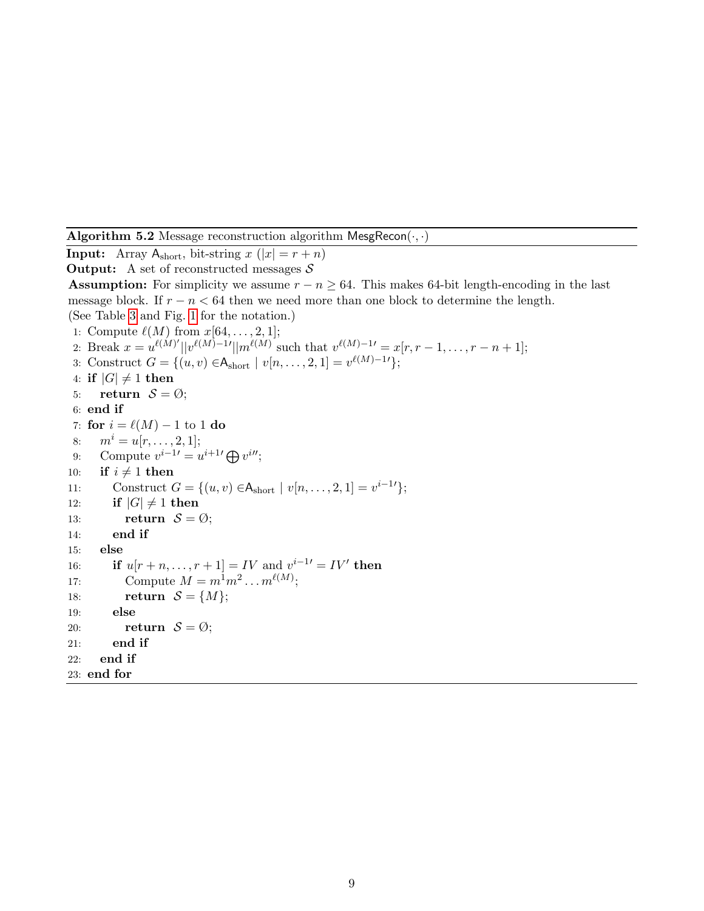**Algorithm 5.2** Message reconstruction algorithm $\mathsf{MesgRecon}(\cdot,\cdot)$

**Input:** Array $\mathsf{A}_{\text{short}}$, bit-string $x$ ($|x| = r + n$)

**Output:** A set of reconstructed messages $\mathcal{S}$

**Assumption:** For simplicity we assume $r - n \geq 64$. This makes 64-bit length-encoding in the last message block. If $r - n < 64$ then we need more than one block to determine the length.
(See Table 3 and Fig. 1 for the notation.)

```
1:  Compute ℓ(M) from x[64, ..., 2, 1];
2:  Break x = u^{ℓ(M)'} || v^{ℓ(M)−1'} || m^{ℓ(M)} such that v^{ℓ(M)−1'} = x[r, r−1, ..., r−n+1];
3:  Construct G = {(u, v) ∈ A_short | v[n, ..., 2, 1] = v^{ℓ(M)−1'}};
4:  if |G| ≠ 1 then
5:     return S = ∅;
6:  end if
7:  for i = ℓ(M) − 1 to 1 do
8:     m^i = u[r, ..., 2, 1];
9:     Compute v^{i−1'} = u^{i+1'} ⊕ v^{i''};
10:    if i ≠ 1 then
11:       Construct G = {(u, v) ∈ A_short | v[n, ..., 2, 1] = v^{i−1'}};
12:       if |G| ≠ 1 then
13:          return S = ∅;
14:       end if
15:    else
16:       if u[r + n, ..., r + 1] = IV and v^{i−1'} = IV' then
17:          Compute M = m^1 m^2 ... m^{ℓ(M)};
18:          return S = {M};
19:       else
20:          return S = ∅;
21:       end if
22:    end if
23: end for
```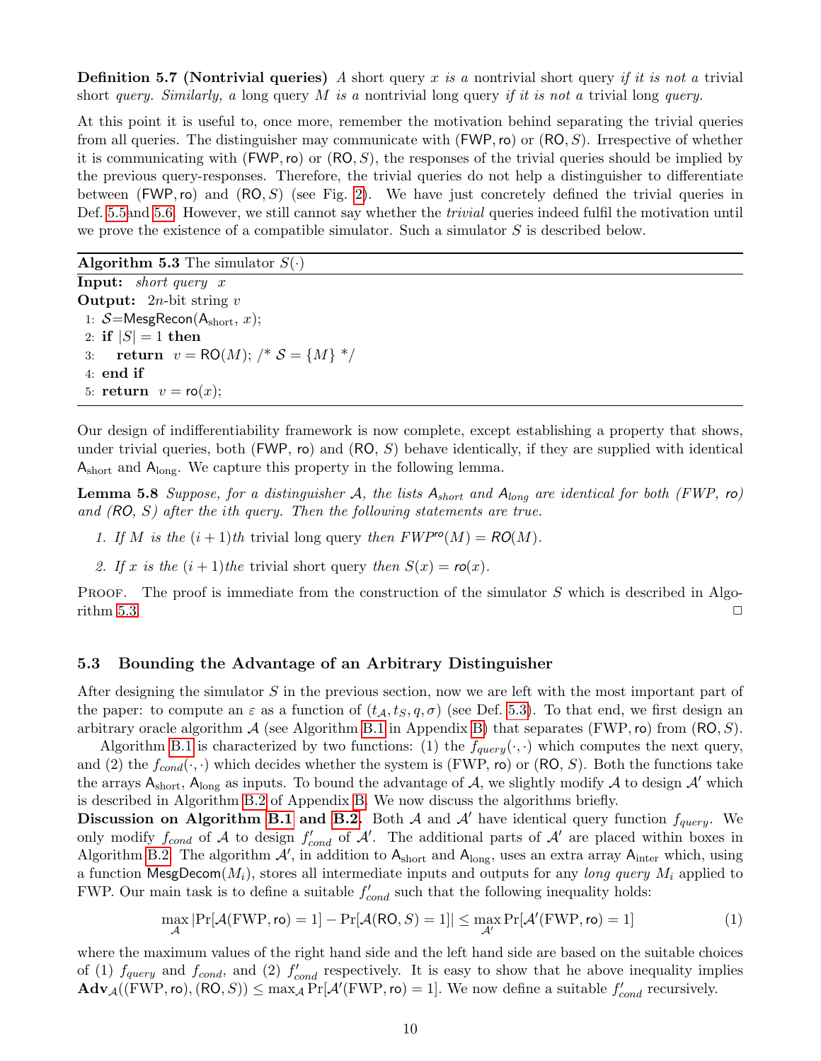**Definition 5.7 (Nontrivial queries)** *A short query $x$ is a* nontrivial short query *if it is not a* trivial short *query. Similarly, a* long query $M$ *is a* nontrivial long query *if it is not a* trivial long *query.*

At this point it is useful to, once more, remember the motivation behind separating the trivial queries from all queries. The distinguisher may communicate with $(\mathsf{FWP}, \mathsf{ro})$ or $(\mathsf{RO}, S)$. Irrespective of whether it is communicating with $(\mathsf{FWP}, \mathsf{ro})$ or $(\mathsf{RO}, S)$, the responses of the trivial queries should be implied by the previous query-responses. Therefore, the trivial queries do not help a distinguisher to differentiate between $(\mathsf{FWP}, \mathsf{ro})$ and $(\mathsf{RO}, S)$ (see Fig. 2). We have just concretely defined the trivial queries in Def. 5.5and 5.6. However, we still cannot say whether the *trivial* queries indeed fulfil the motivation until we prove the existence of a compatible simulator. Such a simulator $S$ is described below.

---

**Algorithm 5.3** The simulator $S(\cdot)$

---

**Input:** *short query* $x$
**Output:** $2n$-bit string $v$

```
1: 𝒮=MesgRecon(A_short, x);
2: if |S| = 1 then
3:     return v = RO(M); /* 𝒮 = {M} */
4: end if
5: return v = ro(x);
```

---

Our design of indifferentiability framework is now complete, except establishing a property that shows, under trivial queries, both $(\mathsf{FWP}, \mathsf{ro})$ and $(\mathsf{RO}, S)$ behave identically, if they are supplied with identical $\mathsf{A}_{\text{short}}$ and $\mathsf{A}_{\text{long}}$. We capture this property in the following lemma.

**Lemma 5.8** *Suppose, for a distinguisher $\mathcal{A}$, the lists $A_{short}$ and $A_{long}$ are identical for both (FWP, $\mathsf{ro}$) and (RO, $S$) after the ith query. Then the following statements are true.*

1. *If $M$ is the $(i+1)th$* trivial long query *then $FWP^{\mathsf{ro}}(M) = \mathsf{RO}(M)$.*
2. *If $x$ is the $(i+1)the$* trivial short query *then $S(x) = \mathsf{ro}(x)$.*

Proof. The proof is immediate from the construction of the simulator $S$ which is described in Algorithm 5.3. □

### 5.3 Bounding the Advantage of an Arbitrary Distinguisher

After designing the simulator $S$ in the previous section, now we are left with the most important part of the paper: to compute an $\varepsilon$ as a function of $(t_{\mathcal{A}}, t_S, q, \sigma)$ (see Def. 5.3). To that end, we first design an arbitrary oracle algorithm $\mathcal{A}$ (see Algorithm B.1 in Appendix B) that separates (FWP, $\mathsf{ro}$) from $(\mathsf{RO}, S)$.

Algorithm B.1 is characterized by two functions: (1) the $f_{query}(\cdot,\cdot)$ which computes the next query, and (2) the $f_{cond}(\cdot,\cdot)$ which decides whether the system is (FWP, $\mathsf{ro}$) or $(\mathsf{RO}, S)$. Both the functions take the arrays $\mathsf{A}_{\text{short}}$, $\mathsf{A}_{\text{long}}$ as inputs. To bound the advantage of $\mathcal{A}$, we slightly modify $\mathcal{A}$ to design $\mathcal{A}'$ which is described in Algorithm B.2 of Appendix B. We now discuss the algorithms briefly.

**Discussion on Algorithm B.1 and B.2.** Both $\mathcal{A}$ and $\mathcal{A}'$ have identical query function $f_{query}$. We only modify $f_{cond}$ of $\mathcal{A}$ to design $f'_{cond}$ of $\mathcal{A}'$. The additional parts of $\mathcal{A}'$ are placed within boxes in Algorithm B.2. The algorithm $\mathcal{A}'$, in addition to $\mathsf{A}_{\text{short}}$ and $\mathsf{A}_{\text{long}}$, uses an extra array $\mathsf{A}_{\text{inter}}$ which, using a function $\mathsf{MesgDecom}(M_i)$, stores all intermediate inputs and outputs for any *long query* $M_i$ applied to FWP. Our main task is to define a suitable $f'_{cond}$ such that the following inequality holds:

$$\max_{\mathcal{A}} |\Pr[\mathcal{A}(\mathrm{FWP}, \mathsf{ro}) = 1] - \Pr[\mathcal{A}(\mathsf{RO}, S) = 1]| \leq \max_{\mathcal{A}'} \Pr[\mathcal{A}'(\mathrm{FWP}, \mathsf{ro}) = 1] \qquad (1)$$

where the maximum values of the right hand side and the left hand side are based on the suitable choices of (1) $f_{query}$ and $f_{cond}$, and (2) $f'_{cond}$ respectively. It is easy to show that he above inequality implies $\mathbf{Adv}_{\mathcal{A}}((\mathrm{FWP}, \mathsf{ro}), (\mathsf{RO}, S)) \leq \max_{\mathcal{A}} \Pr[\mathcal{A}'(\mathrm{FWP}, \mathsf{ro}) = 1]$. We now define a suitable $f'_{cond}$ recursively.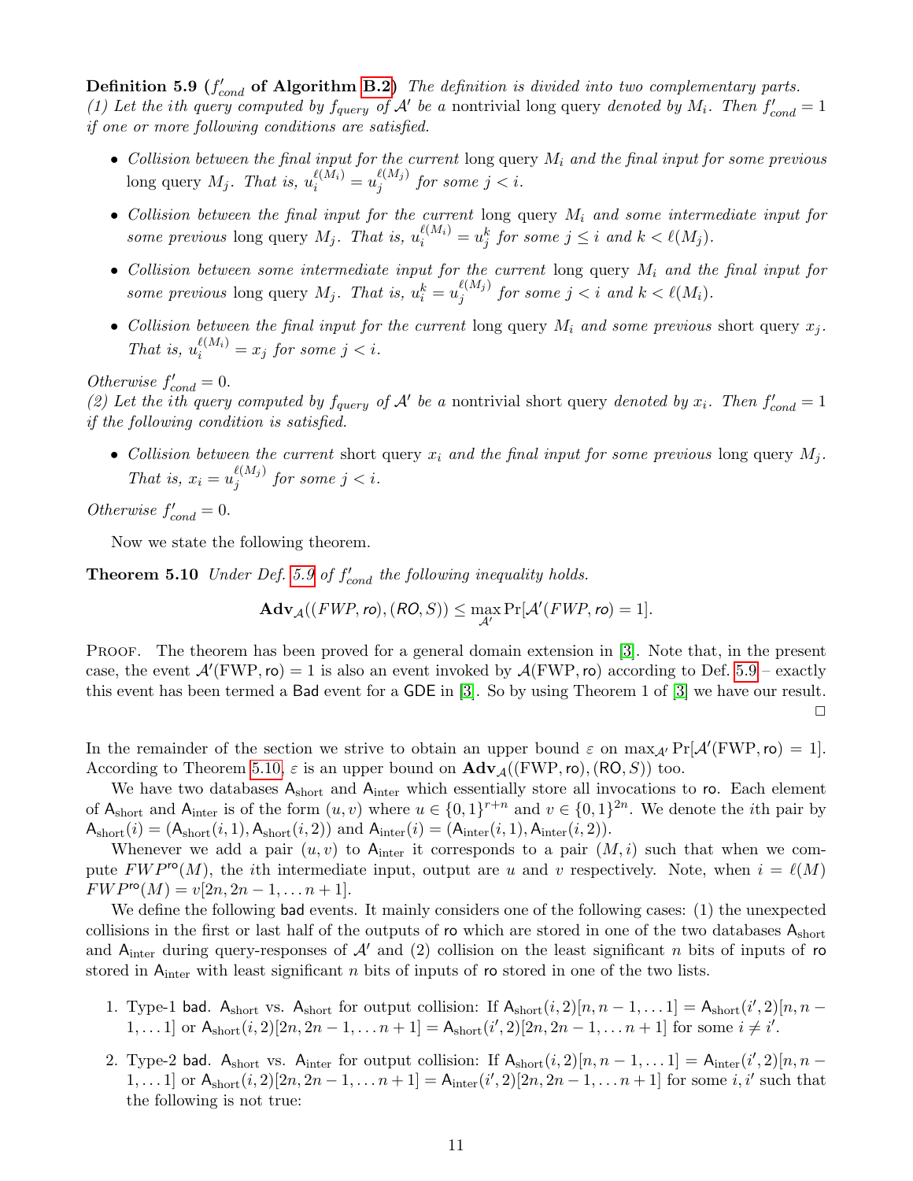**Definition 5.9** (**$f'_{cond}$ of Algorithm B.2**) *The definition is divided into two complementary parts.*
*(1) Let the ith query computed by $f_{query}$ of $\mathcal{A}'$ be a* nontrivial long query *denoted by $M_i$. Then $f'_{cond} = 1$ if one or more following conditions are satisfied.*

- *Collision between the final input for the current* long query *$M_i$ and the final input for some previous* long query *$M_j$. That is, $u_i^{\ell(M_i)} = u_j^{\ell(M_j)}$ for some $j < i$.*
- *Collision between the final input for the current* long query *$M_i$ and some intermediate input for some previous* long query *$M_j$. That is, $u_i^{\ell(M_i)} = u_j^k$ for some $j \leq i$ and $k < \ell(M_j)$.*
- *Collision between some intermediate input for the current* long query *$M_i$ and the final input for some previous* long query *$M_j$. That is, $u_i^k = u_j^{\ell(M_j)}$ for some $j < i$ and $k < \ell(M_i)$.*
- *Collision between the final input for the current* long query *$M_i$ and some previous* short query *$x_j$. That is, $u_i^{\ell(M_i)} = x_j$ for some $j < i$.*

*Otherwise $f'_{cond} = 0$.*
*(2) Let the ith query computed by $f_{query}$ of $\mathcal{A}'$ be a* nontrivial short query *denoted by $x_i$. Then $f'_{cond} = 1$ if the following condition is satisfied.*

- *Collision between the current* short query *$x_i$ and the final input for some previous* long query *$M_j$. That is, $x_i = u_j^{\ell(M_j)}$ for some $j < i$.*

*Otherwise $f'_{cond} = 0$.*

Now we state the following theorem.

**Theorem 5.10** *Under Def. 5.9 of $f'_{cond}$ the following inequality holds.*

$$\mathbf{Adv}_{\mathcal{A}}((FWP, \mathsf{ro}), (\mathsf{RO}, S)) \leq \max_{\mathcal{A}'} \Pr[\mathcal{A}'(FWP, \mathsf{ro}) = 1].$$

Proof. The theorem has been proved for a general domain extension in [3]. Note that, in the present case, the event $\mathcal{A}'(\text{FWP}, \mathsf{ro}) = 1$ is also an event invoked by $\mathcal{A}(\text{FWP}, \mathsf{ro})$ according to Def. 5.9 – exactly this event has been termed a $\mathsf{Bad}$ event for a $\mathsf{GDE}$ in [3]. So by using Theorem 1 of [3] we have our result. □

In the remainder of the section we strive to obtain an upper bound $\varepsilon$ on $\max_{\mathcal{A}'} \Pr[\mathcal{A}'(\text{FWP}, \mathsf{ro}) = 1]$. According to Theorem 5.10, $\varepsilon$ is an upper bound on $\mathbf{Adv}_{\mathcal{A}}((\text{FWP}, \mathsf{ro}), (\mathsf{RO}, S))$ too.

We have two databases $\mathsf{A}_{\text{short}}$ and $\mathsf{A}_{\text{inter}}$ which essentially store all invocations to $\mathsf{ro}$. Each element of $\mathsf{A}_{\text{short}}$ and $\mathsf{A}_{\text{inter}}$ is of the form $(u, v)$ where $u \in \{0,1\}^{r+n}$ and $v \in \{0,1\}^{2n}$. We denote the $i$th pair by $\mathsf{A}_{\text{short}}(i) = (\mathsf{A}_{\text{short}}(i,1), \mathsf{A}_{\text{short}}(i,2))$ and $\mathsf{A}_{\text{inter}}(i) = (\mathsf{A}_{\text{inter}}(i,1), \mathsf{A}_{\text{inter}}(i,2))$.

Whenever we add a pair $(u, v)$ to $\mathsf{A}_{\text{inter}}$ it corresponds to a pair $(M, i)$ such that when we compute $FWP^{\mathsf{ro}}(M)$, the $i$th intermediate input, output are $u$ and $v$ respectively. Note, when $i = \ell(M)$ $FWP^{\mathsf{ro}}(M) = v[2n, 2n-1, \ldots n+1]$.

We define the following $\mathsf{bad}$ events. It mainly considers one of the following cases: (1) the unexpected collisions in the first or last half of the outputs of $\mathsf{ro}$ which are stored in one of the two databases $\mathsf{A}_{\text{short}}$ and $\mathsf{A}_{\text{inter}}$ during query-responses of $\mathcal{A}'$ and (2) collision on the least significant $n$ bits of inputs of $\mathsf{ro}$ stored in $\mathsf{A}_{\text{inter}}$ with least significant $n$ bits of inputs of $\mathsf{ro}$ stored in one of the two lists.

1. Type-1 $\mathsf{bad}$. $\mathsf{A}_{\text{short}}$ vs. $\mathsf{A}_{\text{short}}$ for output collision: If $\mathsf{A}_{\text{short}}(i,2)[n, n-1, \ldots 1] = \mathsf{A}_{\text{short}}(i',2)[n, n-1, \ldots 1]$ or $\mathsf{A}_{\text{short}}(i,2)[2n, 2n-1, \ldots n+1] = \mathsf{A}_{\text{short}}(i',2)[2n, 2n-1, \ldots n+1]$ for some $i \neq i'$.
2. Type-2 $\mathsf{bad}$. $\mathsf{A}_{\text{short}}$ vs. $\mathsf{A}_{\text{inter}}$ for output collision: If $\mathsf{A}_{\text{short}}(i,2)[n, n-1, \ldots 1] = \mathsf{A}_{\text{inter}}(i',2)[n, n-1, \ldots 1]$ or $\mathsf{A}_{\text{short}}(i,2)[2n, 2n-1, \ldots n+1] = \mathsf{A}_{\text{inter}}(i',2)[2n, 2n-1, \ldots n+1]$ for some $i, i'$ such that the following is not true: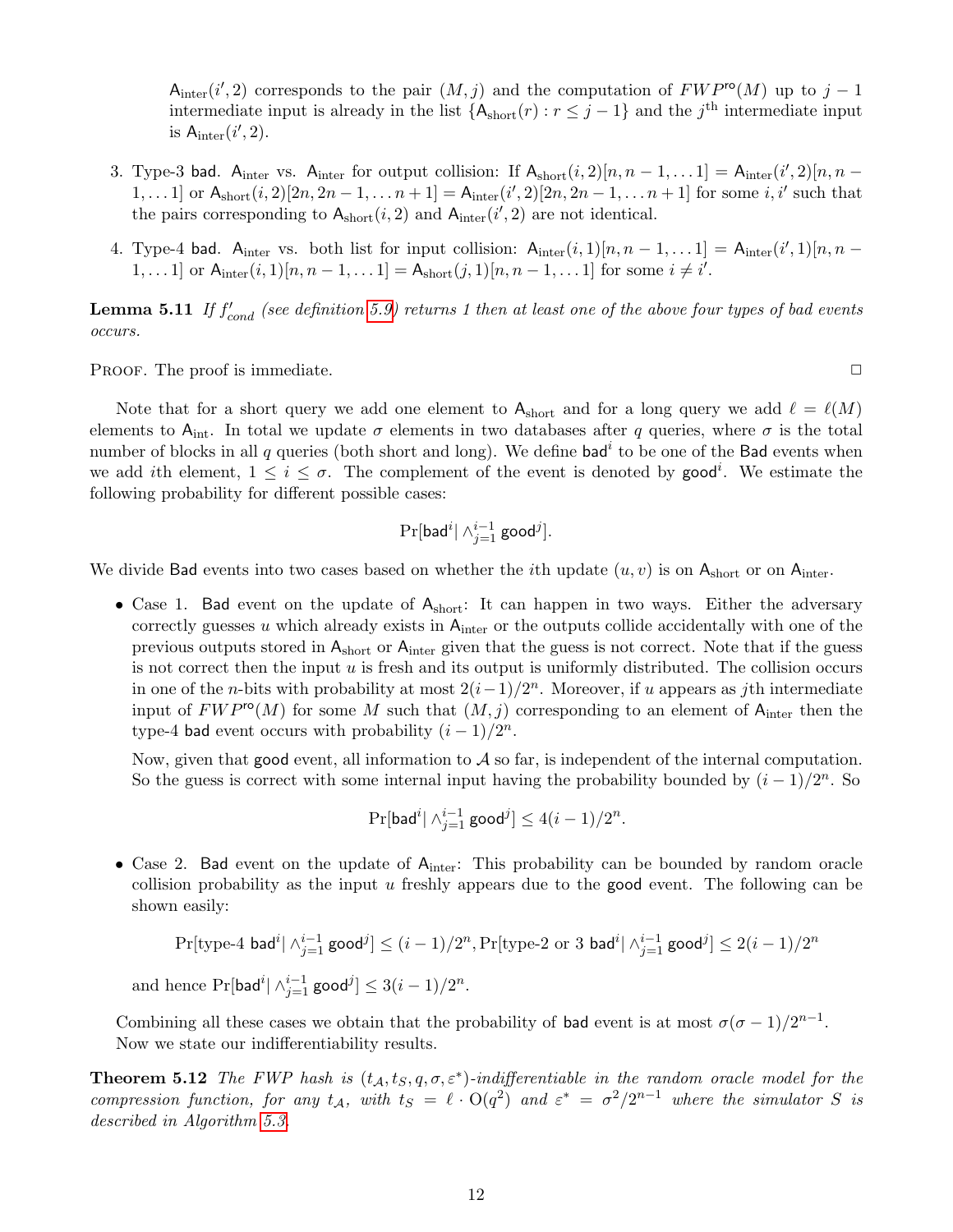$\mathsf{A}_{\text{inter}}(i',2)$ corresponds to the pair $(M,j)$ and the computation of $FWP^{\mathsf{ro}}(M)$ up to $j-1$ intermediate input is already in the list $\{\mathsf{A}_{\text{short}}(r) : r \leq j-1\}$ and the $j^{\text{th}}$ intermediate input is $\mathsf{A}_{\text{inter}}(i',2)$.

3. Type-3 $\mathsf{bad}$. $\mathsf{A}_{\text{inter}}$ vs. $\mathsf{A}_{\text{inter}}$ for output collision: If $\mathsf{A}_{\text{short}}(i,2)[n,n-1,\ldots 1] = \mathsf{A}_{\text{inter}}(i',2)[n,n-1,\ldots 1]$ or $\mathsf{A}_{\text{short}}(i,2)[2n,2n-1,\ldots n+1] = \mathsf{A}_{\text{inter}}(i',2)[2n,2n-1,\ldots n+1]$ for some $i,i'$ such that the pairs corresponding to $\mathsf{A}_{\text{short}}(i,2)$ and $\mathsf{A}_{\text{inter}}(i',2)$ are not identical.

4. Type-4 $\mathsf{bad}$. $\mathsf{A}_{\text{inter}}$ vs. both list for input collision: $\mathsf{A}_{\text{inter}}(i,1)[n,n-1,\ldots 1] = \mathsf{A}_{\text{inter}}(i',1)[n,n-1,\ldots 1]$ or $\mathsf{A}_{\text{inter}}(i,1)[n,n-1,\ldots 1] = \mathsf{A}_{\text{short}}(j,1)[n,n-1,\ldots 1]$ for some $i \neq i'$.

**Lemma 5.11** *If $f'_{cond}$ (see definition 5.9) returns 1 then at least one of the above four types of bad events occurs.*

Proof. The proof is immediate. □

Note that for a short query we add one element to $\mathsf{A}_{\text{short}}$ and for a long query we add $\ell = \ell(M)$ elements to $\mathsf{A}_{\text{int}}$. In total we update $\sigma$ elements in two databases after $q$ queries, where $\sigma$ is the total number of blocks in all $q$ queries (both short and long). We define $\mathsf{bad}^i$ to be one of the $\mathsf{Bad}$ events when we add $i$th element, $1 \leq i \leq \sigma$. The complement of the event is denoted by $\mathsf{good}^i$. We estimate the following probability for different possible cases:

$$\Pr[\mathsf{bad}^i | \wedge_{j=1}^{i-1} \mathsf{good}^j].$$

We divide $\mathsf{Bad}$ events into two cases based on whether the $i$th update $(u,v)$ is on $\mathsf{A}_{\text{short}}$ or on $\mathsf{A}_{\text{inter}}$.

- Case 1. $\mathsf{Bad}$ event on the update of $\mathsf{A}_{\text{short}}$: It can happen in two ways. Either the adversary correctly guesses $u$ which already exists in $\mathsf{A}_{\text{inter}}$ or the outputs collide accidentally with one of the previous outputs stored in $\mathsf{A}_{\text{short}}$ or $\mathsf{A}_{\text{inter}}$ given that the guess is not correct. Note that if the guess is not correct then the input $u$ is fresh and its output is uniformly distributed. The collision occurs in one of the $n$-bits with probability at most $2(i-1)/2^n$. Moreover, if $u$ appears as $j$th intermediate input of $FWP^{\mathsf{ro}}(M)$ for some $M$ such that $(M,j)$ corresponding to an element of $\mathsf{A}_{\text{inter}}$ then the type-4 $\mathsf{bad}$ event occurs with probability $(i-1)/2^n$.

  Now, given that $\mathsf{good}$ event, all information to $\mathcal{A}$ so far, is independent of the internal computation. So the guess is correct with some internal input having the probability bounded by $(i-1)/2^n$. So

  $$\Pr[\mathsf{bad}^i | \wedge_{j=1}^{i-1} \mathsf{good}^j] \leq 4(i-1)/2^n.$$

- Case 2. $\mathsf{Bad}$ event on the update of $\mathsf{A}_{\text{inter}}$: This probability can be bounded by random oracle collision probability as the input $u$ freshly appears due to the $\mathsf{good}$ event. The following can be shown easily:

  $$\Pr[\text{type-4 } \mathsf{bad}^i | \wedge_{j=1}^{i-1} \mathsf{good}^j] \leq (i-1)/2^n, \Pr[\text{type-2 or 3 } \mathsf{bad}^i | \wedge_{j=1}^{i-1} \mathsf{good}^j] \leq 2(i-1)/2^n$$

  and hence $\Pr[\mathsf{bad}^i | \wedge_{j=1}^{i-1} \mathsf{good}^j] \leq 3(i-1)/2^n$.

Combining all these cases we obtain that the probability of $\mathsf{bad}$ event is at most $\sigma(\sigma-1)/2^{n-1}$. Now we state our indifferentiability results.

**Theorem 5.12** *The FWP hash is $(t_{\mathcal{A}}, t_S, q, \sigma, \varepsilon^*)$-indifferentiable in the random oracle model for the compression function, for any $t_{\mathcal{A}}$, with $t_S = \ell \cdot \mathrm{O}(q^2)$ and $\varepsilon^* = \sigma^2/2^{n-1}$ where the simulator $S$ is described in Algorithm 5.3.*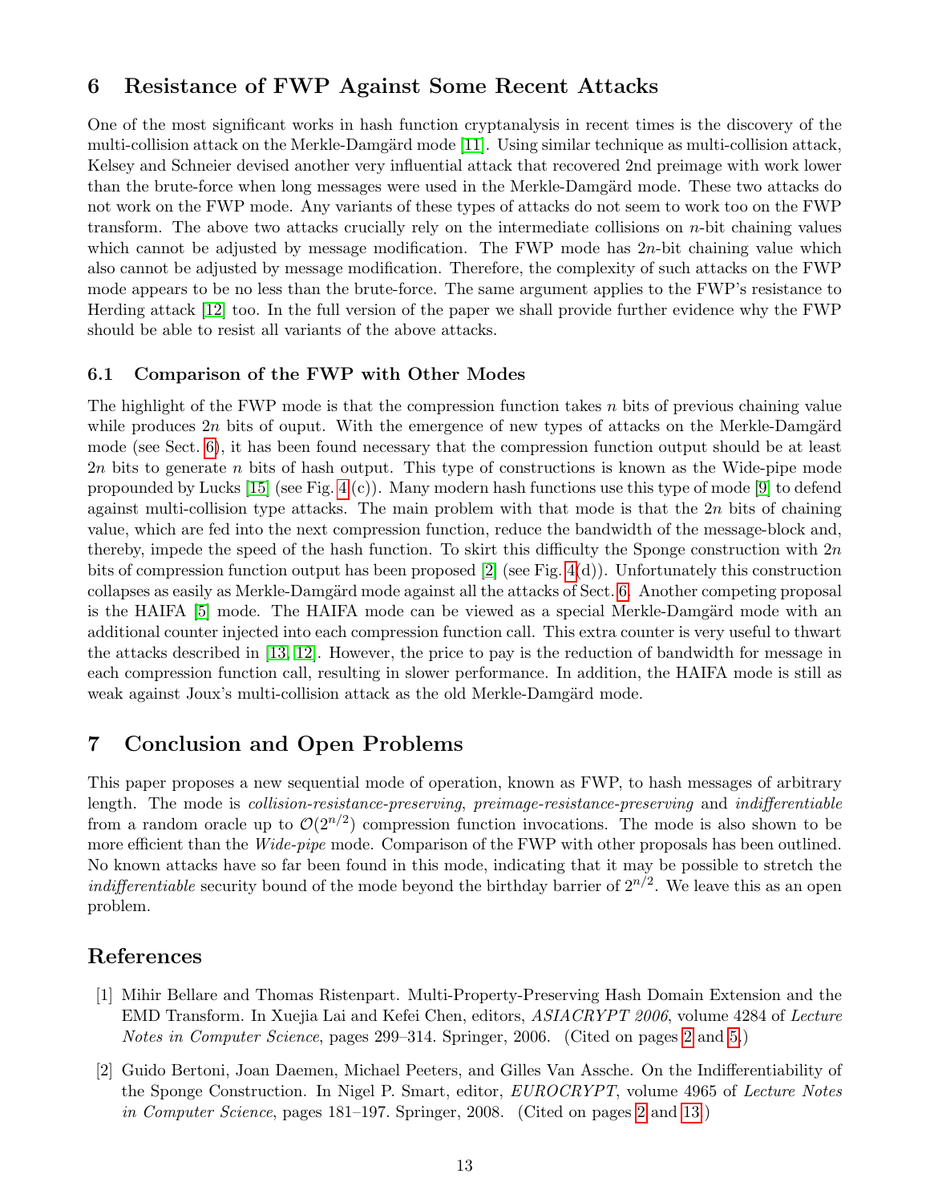## 6 Resistance of FWP Against Some Recent Attacks

One of the most significant works in hash function cryptanalysis in recent times is the discovery of the multi-collision attack on the Merkle-Damgärd mode [11]. Using similar technique as multi-collision attack, Kelsey and Schneier devised another very influential attack that recovered 2nd preimage with work lower than the brute-force when long messages were used in the Merkle-Damgärd mode. These two attacks do not work on the FWP mode. Any variants of these types of attacks do not seem to work too on the FWP transform. The above two attacks crucially rely on the intermediate collisions on $n$-bit chaining values which cannot be adjusted by message modification. The FWP mode has $2n$-bit chaining value which also cannot be adjusted by message modification. Therefore, the complexity of such attacks on the FWP mode appears to be no less than the brute-force. The same argument applies to the FWP's resistance to Herding attack [12] too. In the full version of the paper we shall provide further evidence why the FWP should be able to resist all variants of the above attacks.

### 6.1 Comparison of the FWP with Other Modes

The highlight of the FWP mode is that the compression function takes $n$ bits of previous chaining value while produces $2n$ bits of ouput. With the emergence of new types of attacks on the Merkle-Damgärd mode (see Sect. 6), it has been found necessary that the compression function output should be at least $2n$ bits to generate $n$ bits of hash output. This type of constructions is known as the Wide-pipe mode propounded by Lucks [15] (see Fig. 4 (c)). Many modern hash functions use this type of mode [9] to defend against multi-collision type attacks. The main problem with that mode is that the $2n$ bits of chaining value, which are fed into the next compression function, reduce the bandwidth of the message-block and, thereby, impede the speed of the hash function. To skirt this difficulty the Sponge construction with $2n$ bits of compression function output has been proposed [2] (see Fig. 4(d)). Unfortunately this construction collapses as easily as Merkle-Damgärd mode against all the attacks of Sect. 6. Another competing proposal is the HAIFA [5] mode. The HAIFA mode can be viewed as a special Merkle-Damgärd mode with an additional counter injected into each compression function call. This extra counter is very useful to thwart the attacks described in [13, 12]. However, the price to pay is the reduction of bandwidth for message in each compression function call, resulting in slower performance. In addition, the HAIFA mode is still as weak against Joux's multi-collision attack as the old Merkle-Damgärd mode.

## 7 Conclusion and Open Problems

This paper proposes a new sequential mode of operation, known as FWP, to hash messages of arbitrary length. The mode is *collision-resistance-preserving*, *preimage-resistance-preserving* and *indifferentiable* from a random oracle up to $\mathcal{O}(2^{n/2})$ compression function invocations. The mode is also shown to be more efficient than the *Wide-pipe* mode. Comparison of the FWP with other proposals has been outlined. No known attacks have so far been found in this mode, indicating that it may be possible to stretch the *indifferentiable* security bound of the mode beyond the birthday barrier of $2^{n/2}$. We leave this as an open problem.

## References

[1] Mihir Bellare and Thomas Ristenpart. Multi-Property-Preserving Hash Domain Extension and the EMD Transform. In Xuejia Lai and Kefei Chen, editors, *ASIACRYPT 2006*, volume 4284 of *Lecture Notes in Computer Science*, pages 299–314. Springer, 2006. (Cited on pages 2 and 5.)

[2] Guido Bertoni, Joan Daemen, Michael Peeters, and Gilles Van Assche. On the Indifferentiability of the Sponge Construction. In Nigel P. Smart, editor, *EUROCRYPT*, volume 4965 of *Lecture Notes in Computer Science*, pages 181–197. Springer, 2008. (Cited on pages 2 and 13.)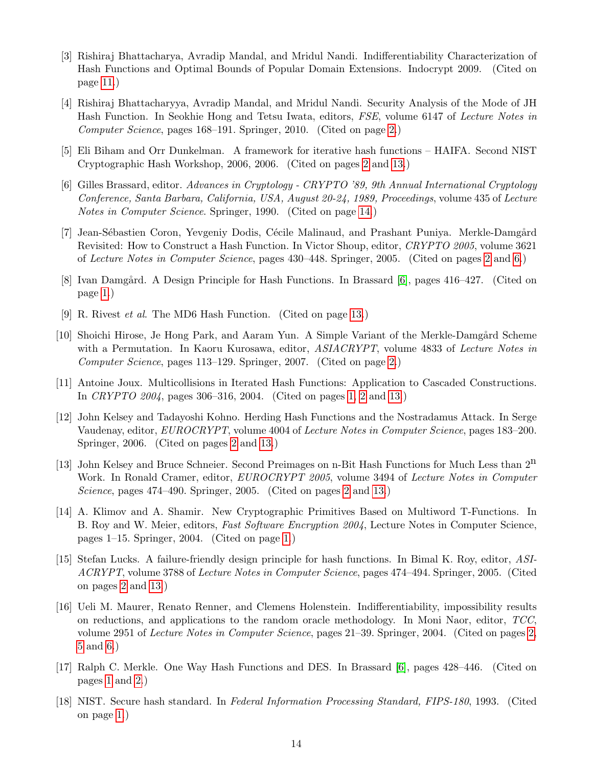[3] Rishiraj Bhattacharya, Avradip Mandal, and Mridul Nandi. Indifferentiability Characterization of Hash Functions and Optimal Bounds of Popular Domain Extensions. Indocrypt 2009. (Cited on page 11.)

[4] Rishiraj Bhattacharyya, Avradip Mandal, and Mridul Nandi. Security Analysis of the Mode of JH Hash Function. In Seokhie Hong and Tetsu Iwata, editors, *FSE*, volume 6147 of *Lecture Notes in Computer Science*, pages 168–191. Springer, 2010. (Cited on page 2.)

[5] Eli Biham and Orr Dunkelman. A framework for iterative hash functions – HAIFA. Second NIST Cryptographic Hash Workshop, 2006, 2006. (Cited on pages 2 and 13.)

[6] Gilles Brassard, editor. *Advances in Cryptology - CRYPTO '89, 9th Annual International Cryptology Conference, Santa Barbara, California, USA, August 20-24, 1989, Proceedings*, volume 435 of *Lecture Notes in Computer Science*. Springer, 1990. (Cited on page 14.)

[7] Jean-Sébastien Coron, Yevgeniy Dodis, Cécile Malinaud, and Prashant Puniya. Merkle-Damgård Revisited: How to Construct a Hash Function. In Victor Shoup, editor, *CRYPTO 2005*, volume 3621 of *Lecture Notes in Computer Science*, pages 430–448. Springer, 2005. (Cited on pages 2 and 6.)

[8] Ivan Damgård. A Design Principle for Hash Functions. In Brassard [6], pages 416–427. (Cited on page 1.)

[9] R. Rivest *et al*. The MD6 Hash Function. (Cited on page 13.)

[10] Shoichi Hirose, Je Hong Park, and Aaram Yun. A Simple Variant of the Merkle-Damgård Scheme with a Permutation. In Kaoru Kurosawa, editor, *ASIACRYPT*, volume 4833 of *Lecture Notes in Computer Science*, pages 113–129. Springer, 2007. (Cited on page 2.)

[11] Antoine Joux. Multicollisions in Iterated Hash Functions: Application to Cascaded Constructions. In *CRYPTO 2004*, pages 306–316, 2004. (Cited on pages 1, 2 and 13.)

[12] John Kelsey and Tadayoshi Kohno. Herding Hash Functions and the Nostradamus Attack. In Serge Vaudenay, editor, *EUROCRYPT*, volume 4004 of *Lecture Notes in Computer Science*, pages 183–200. Springer, 2006. (Cited on pages 2 and 13.)

[13] John Kelsey and Bruce Schneier. Second Preimages on n-Bit Hash Functions for Much Less than $2^n$ Work. In Ronald Cramer, editor, *EUROCRYPT 2005*, volume 3494 of *Lecture Notes in Computer Science*, pages 474–490. Springer, 2005. (Cited on pages 2 and 13.)

[14] A. Klimov and A. Shamir. New Cryptographic Primitives Based on Multiword T-Functions. In B. Roy and W. Meier, editors, *Fast Software Encryption 2004*, Lecture Notes in Computer Science, pages 1–15. Springer, 2004. (Cited on page 1.)

[15] Stefan Lucks. A failure-friendly design principle for hash functions. In Bimal K. Roy, editor, *ASIACRYPT*, volume 3788 of *Lecture Notes in Computer Science*, pages 474–494. Springer, 2005. (Cited on pages 2 and 13.)

[16] Ueli M. Maurer, Renato Renner, and Clemens Holenstein. Indifferentiability, impossibility results on reductions, and applications to the random oracle methodology. In Moni Naor, editor, *TCC*, volume 2951 of *Lecture Notes in Computer Science*, pages 21–39. Springer, 2004. (Cited on pages 2, 5 and 6.)

[17] Ralph C. Merkle. One Way Hash Functions and DES. In Brassard [6], pages 428–446. (Cited on pages 1 and 2.)

[18] NIST. Secure hash standard. In *Federal Information Processing Standard, FIPS-180*, 1993. (Cited on page 1.)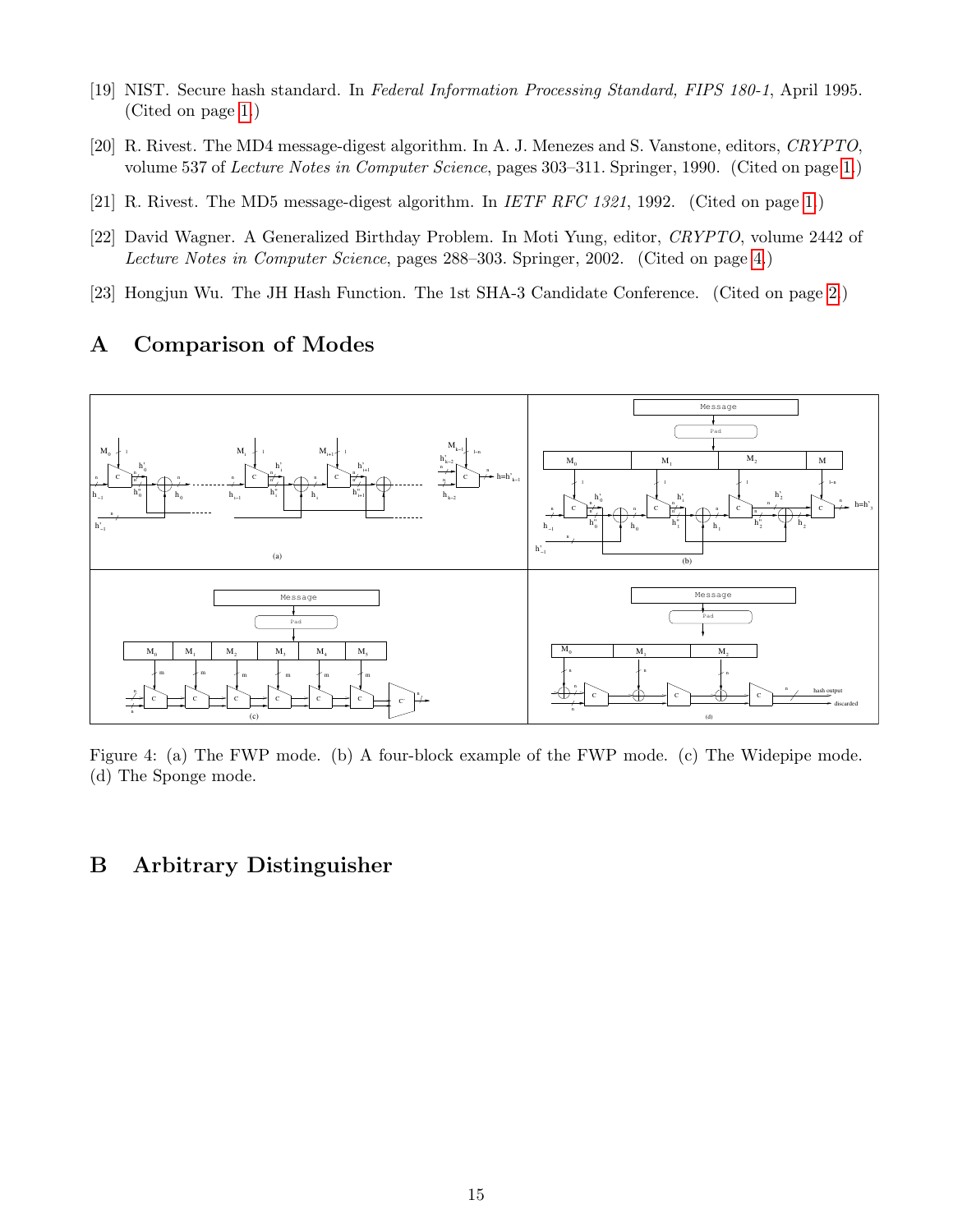[19] NIST. Secure hash standard. In *Federal Information Processing Standard, FIPS 180-1*, April 1995. (Cited on page 1.)

[20] R. Rivest. The MD4 message-digest algorithm. In A. J. Menezes and S. Vanstone, editors, *CRYPTO*, volume 537 of *Lecture Notes in Computer Science*, pages 303–311. Springer, 1990. (Cited on page 1.)

[21] R. Rivest. The MD5 message-digest algorithm. In *IETF RFC 1321*, 1992. (Cited on page 1.)

[22] David Wagner. A Generalized Birthday Problem. In Moti Yung, editor, *CRYPTO*, volume 2442 of *Lecture Notes in Computer Science*, pages 288–303. Springer, 2002. (Cited on page 4.)

[23] Hongjun Wu. The JH Hash Function. The 1st SHA-3 Candidate Conference. (Cited on page 2.)

## A Comparison of Modes

Figure 4: (a) The FWP mode. (b) A four-block example of the FWP mode. (c) The Widepipe mode. (d) The Sponge mode.

## B Arbitrary Distinguisher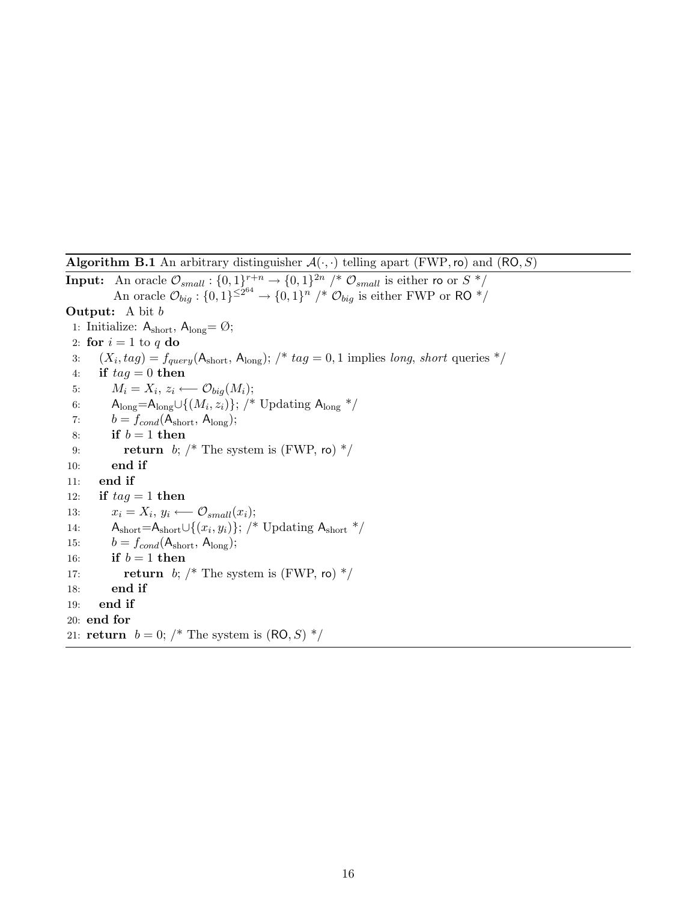**Algorithm B.1** An arbitrary distinguisher $\mathcal{A}(\cdot,\cdot)$ telling apart $(\text{FWP}, \mathsf{ro})$ and $(\mathsf{RO}, S)$

**Input:** An oracle $\mathcal{O}_{small} : \{0,1\}^{r+n} \rightarrow \{0,1\}^{2n}$ /* $\mathcal{O}_{small}$ is either $\mathsf{ro}$ or $S$ */
An oracle $\mathcal{O}_{big} : \{0,1\}^{\leq 2^{64}} \rightarrow \{0,1\}^{n}$ /* $\mathcal{O}_{big}$ is either FWP or $\mathsf{RO}$ */

**Output:** A bit $b$

```
 1: Initialize: A_short, A_long = Ø;
 2: for i = 1 to q do
 3:    (X_i, tag) = f_query(A_short, A_long); /* tag = 0, 1 implies long, short queries */
 4:    if tag = 0 then
 5:       M_i = X_i, z_i ⟵ O_big(M_i);
 6:       A_long = A_long ∪ {(M_i, z_i)}; /* Updating A_long */
 7:       b = f_cond(A_short, A_long);
 8:       if b = 1 then
 9:          return b; /* The system is (FWP, ro) */
10:       end if
11:    end if
12:    if tag = 1 then
13:       x_i = X_i, y_i ⟵ O_small(x_i);
14:       A_short = A_short ∪ {(x_i, y_i)}; /* Updating A_short */
15:       b = f_cond(A_short, A_long);
16:       if b = 1 then
17:          return b; /* The system is (FWP, ro) */
18:       end if
19:    end if
20: end for
21: return b = 0; /* The system is (RO, S) */
```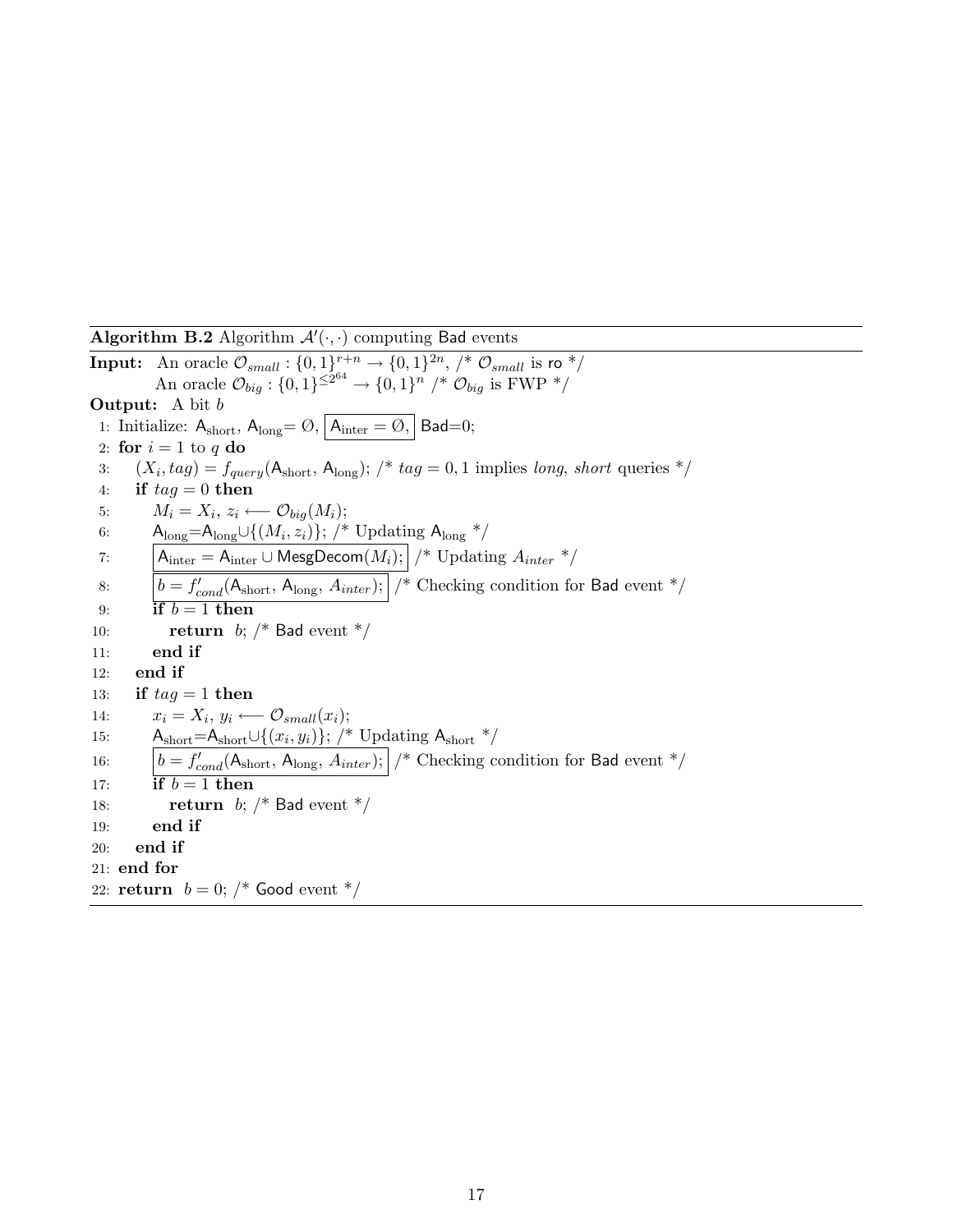**Algorithm B.2** Algorithm $\mathcal{A}'(\cdot,\cdot)$ computing Bad events

**Input:** An oracle $\mathcal{O}_{small} : \{0,1\}^{r+n} \rightarrow \{0,1\}^{2n}$, /* $\mathcal{O}_{small}$ is ro */
An oracle $\mathcal{O}_{big} : \{0,1\}^{\leq 2^{64}} \rightarrow \{0,1\}^{n}$ /* $\mathcal{O}_{big}$ is FWP */

**Output:** A bit $b$

```
1:  Initialize: A_short, A_long = ∅, [A_inter = ∅,] Bad=0;
2:  for i = 1 to q do
3:      (X_i, tag) = f_query(A_short, A_long); /* tag = 0, 1 implies long, short queries */
4:      if tag = 0 then
5:          M_i = X_i, z_i ⟵ O_big(M_i);
6:          A_long = A_long ∪ {(M_i, z_i)}; /* Updating A_long */
7:          [A_inter = A_inter ∪ MesgDecom(M_i);] /* Updating A_inter */
8:          [b = f'_cond(A_short, A_long, A_inter);] /* Checking condition for Bad event */
9:          if b = 1 then
10:             return b; /* Bad event */
11:         end if
12:     end if
13:     if tag = 1 then
14:         x_i = X_i, y_i ⟵ O_small(x_i);
15:         A_short = A_short ∪ {(x_i, y_i)}; /* Updating A_short */
16:         [b = f'_cond(A_short, A_long, A_inter);] /* Checking condition for Bad event */
17:         if b = 1 then
18:             return b; /* Bad event */
19:         end if
20:     end if
21: end for
22: return b = 0; /* Good event */
```